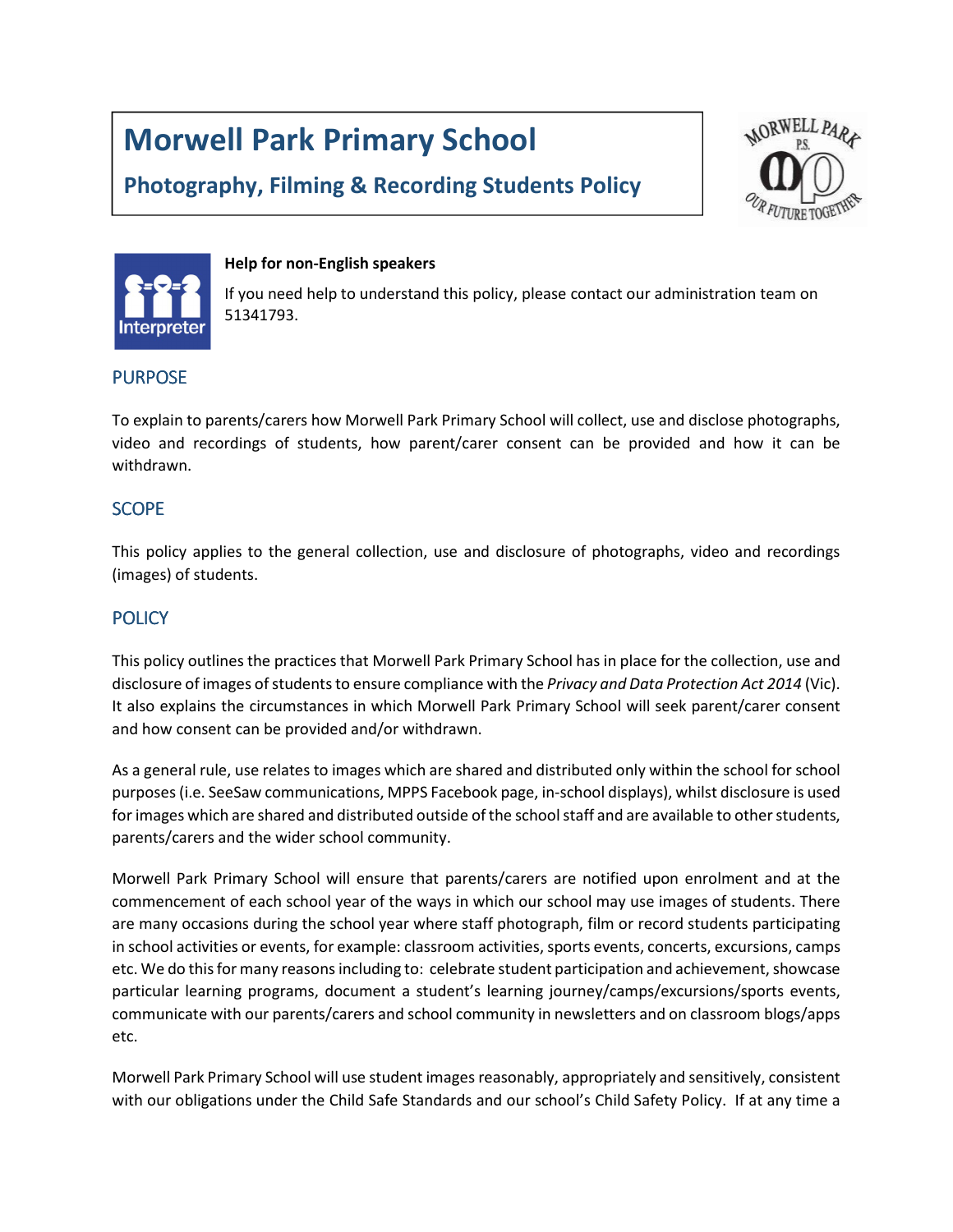# Morwell Park Primary School

## Photography, Filming & Recording Students Policy

**Help for non-English speakers**

If you need help to understand this policy, please contact our administration team on 51341793.

## PURPOSE

To explain to parents/carers how Morwell Park Primary School will collect, use and disclose photographs, video and recordings of students, how parent/carer consent can be provided and how it can be withdrawn.

## SCOPE

This policy applies to the general collection, use and disclosure of photographs, video and recordings (images) of students.

## POLICY

This policy outlines the practices that Morwell Park Primary School has in place for the collection, use and disclosure of images of students to ensure compliance with the *Privacy and Data Protection Act 2014* (Vic). It also explains the circumstances in which Morwell Park Primary School will seek parent/carer consent and how consent can be provided and/or withdrawn.

As a general rule, use relates to images which are shared and distributed only within the school for school purposes (i.e. SeeSaw communications, MPPS Facebook page, in-school displays), whilst disclosure is used for images which are shared and distributed outside of the school staff and are available to other students, parents/carers and the wider school community.

Morwell Park Primary School will ensure that parents/carers are notified upon enrolment and at the commencement of each school year of the ways in which our school may use images of students. There are many occasions during the school year where staff photograph, film or record students participating in school activities or events, for example: classroom activities, sports events, concerts, excursions, camps etc. We do this for many reasons including to: celebrate student participation and achievement, showcase particular learning programs, document a student's learning journey/camps/excursions/sports events, communicate with our parents/carers and school community in newsletters and on classroom blogs/apps etc.

Morwell Park Primary School will use student images reasonably, appropriately and sensitively, consistent with our obligations under the Child Safe Standards and our school's Child Safety Policy. If at any time a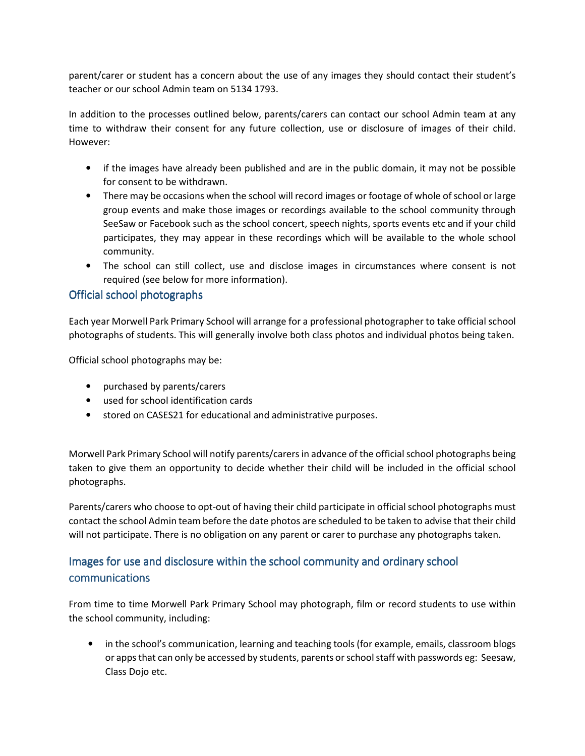parent/carer or student has a concern about the use of any images they should contact their student's teacher or our school Admin team on 5134 1793.

In addition to the processes outlined below, parents/carers can contact our school Admin team at any time to withdraw their consent for any future collection, use or disclosure of images of their child. However:

- if the images have already been published and are in the public domain, it may not be possible for consent to be withdrawn.
- There may be occasions when the school will record images or footage of whole of school or large group events and make those images or recordings available to the school community through SeeSaw or Facebook such as the school concert, speech nights, sports events etc and if your child participates, they may appear in these recordings which will be available to the whole school community.
- The school can still collect, use and disclose images in circumstances where consent is not required (see below for more information).

## Official school photographs

Each year Morwell Park Primary School will arrange for a professional photographer to take official school photographs of students. This will generally involve both class photos and individual photos being taken.

Official school photographs may be:

- purchased by parents/carers
- used for school identification cards
- stored on CASES21 for educational and administrative purposes.

Morwell Park Primary School will notify parents/carers in advance of the official school photographs being taken to give them an opportunity to decide whether their child will be included in the official school photographs.

Parents/carers who choose to opt-out of having their child participate in official school photographs must contact the school Admin team before the date photos are scheduled to be taken to advise that their child will not participate. There is no obligation on any parent or carer to purchase any photographs taken.

## Images for use and disclosure within the school community and ordinary school communications

From time to time Morwell Park Primary School may photograph, film or record students to use within the school community, including:

- in the school's communication, learning and teaching tools (for example, emails, classroom blogs or apps that can only be accessed by students, parents or school staff with passwords eg: Seesaw, Class Dojo etc.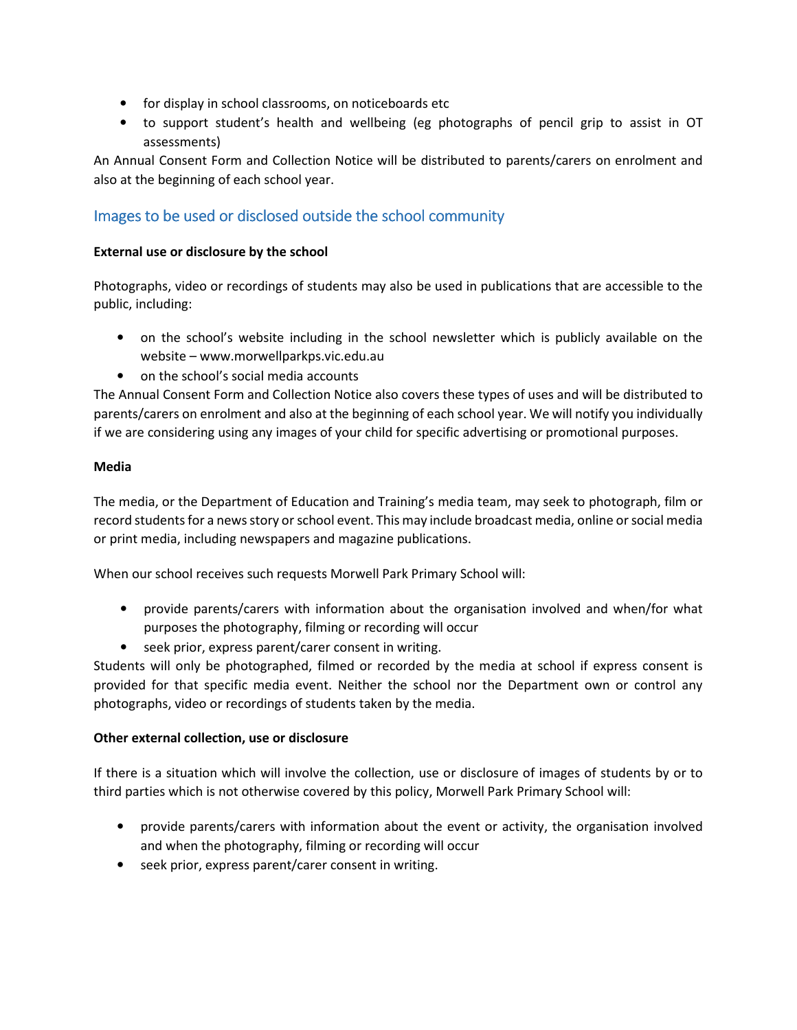- for display in school classrooms, on noticeboards etc
- to support student's health and wellbeing (eg photographs of pencil grip to assist in OT assessments)

An Annual Consent Form and Collection Notice will be distributed to parents/carers on enrolment and also at the beginning of each school year.

## Images to be used or disclosed outside the school community

**External use or disclosure by the school**

Photographs, video or recordings of students may also be used in publications that are accessible to the public, including:

- on the school's website including in the school newsletter which is publicly available on the website – www.morwellparkps.vic.edu.au
- on the school's social media accounts

The Annual Consent Form and Collection Notice also covers these types of uses and will be distributed to parents/carers on enrolment and also at the beginning of each school year. We will notify you individually if we are considering using any images of your child for specific advertising or promotional purposes.

**Media**

The media, or the Department of Education and Training's media team, may seek to photograph, film or record students for a news story or school event. This may include broadcast media, online or social media or print media, including newspapers and magazine publications.

When our school receives such requests Morwell Park Primary School will:

- provide parents/carers with information about the organisation involved and when/for what purposes the photography, filming or recording will occur
- seek prior, express parent/carer consent in writing.

Students will only be photographed, filmed or recorded by the media at school if express consent is provided for that specific media event. Neither the school nor the Department own or control any photographs, video or recordings of students taken by the media.

**Other external collection, use or disclosure**

If there is a situation which will involve the collection, use or disclosure of images of students by or to third parties which is not otherwise covered by this policy, Morwell Park Primary School will:

- provide parents/carers with information about the event or activity, the organisation involved and when the photography, filming or recording will occur
- seek prior, express parent/carer consent in writing.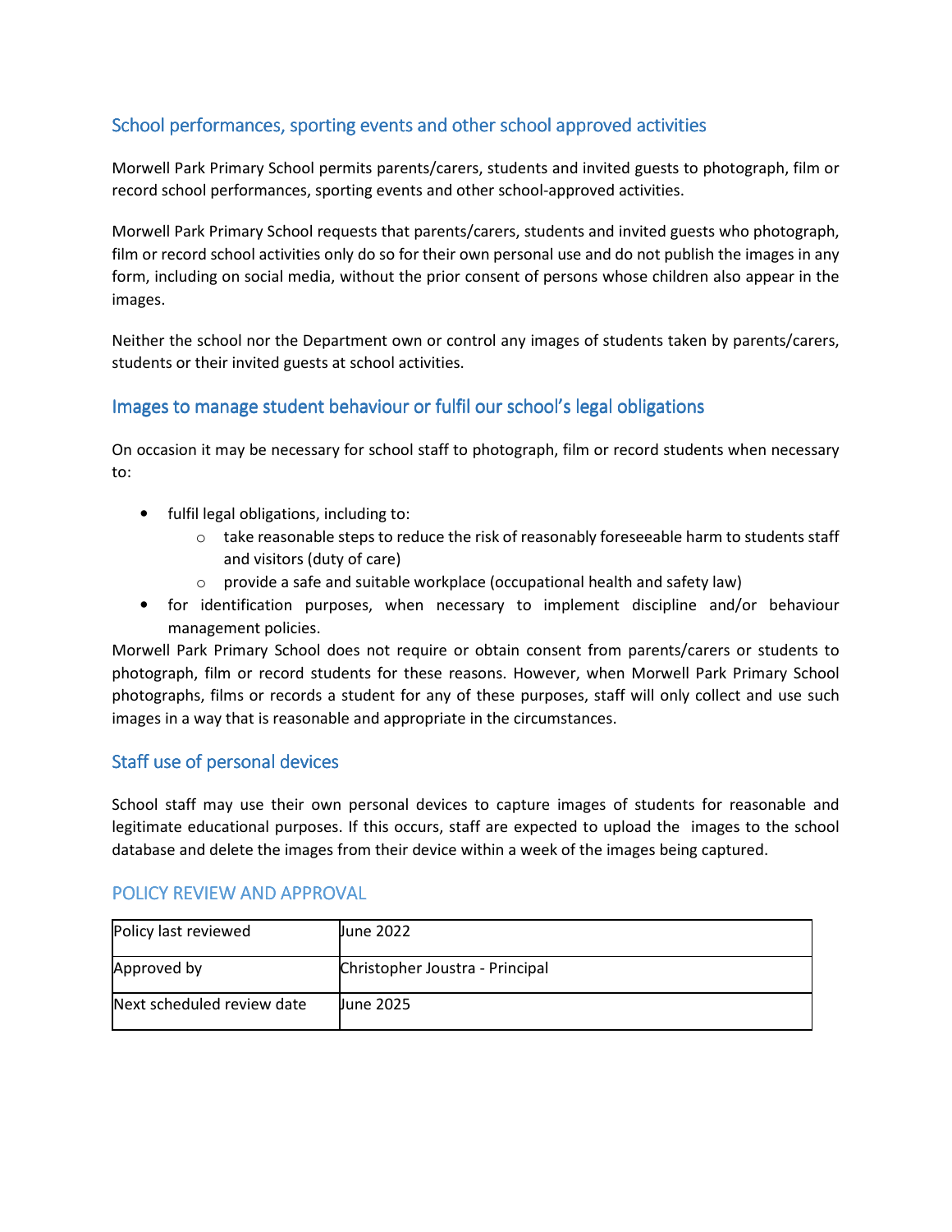## School performances, sporting events and other school approved activities

Morwell Park Primary School permits parents/carers, students and invited guests to photograph, film or record school performances, sporting events and other school-approved activities.

Morwell Park Primary School requests that parents/carers, students and invited guests who photograph, film or record school activities only do so for their own personal use and do not publish the images in any form, including on social media, without the prior consent of persons whose children also appear in the images.

Neither the school nor the Department own or control any images of students taken by parents/carers, students or their invited guests at school activities.

## Images to manage student behaviour or fulfil our school's legal obligations

On occasion it may be necessary for school staff to photograph, film or record students when necessary to:

- fulfil legal obligations, including to:
  - take reasonable steps to reduce the risk of reasonably foreseeable harm to students staff and visitors (duty of care)
  - provide a safe and suitable workplace (occupational health and safety law)
- for identification purposes, when necessary to implement discipline and/or behaviour management policies.

Morwell Park Primary School does not require or obtain consent from parents/carers or students to photograph, film or record students for these reasons. However, when Morwell Park Primary School photographs, films or records a student for any of these purposes, staff will only collect and use such images in a way that is reasonable and appropriate in the circumstances.

## Staff use of personal devices

School staff may use their own personal devices to capture images of students for reasonable and legitimate educational purposes. If this occurs, staff are expected to upload the images to the school database and delete the images from their device within a week of the images being captured.

## POLICY REVIEW AND APPROVAL

| | |
|---|---|
| Policy last reviewed | June 2022 |
| Approved by | Christopher Joustra - Principal |
| Next scheduled review date | June 2025 |